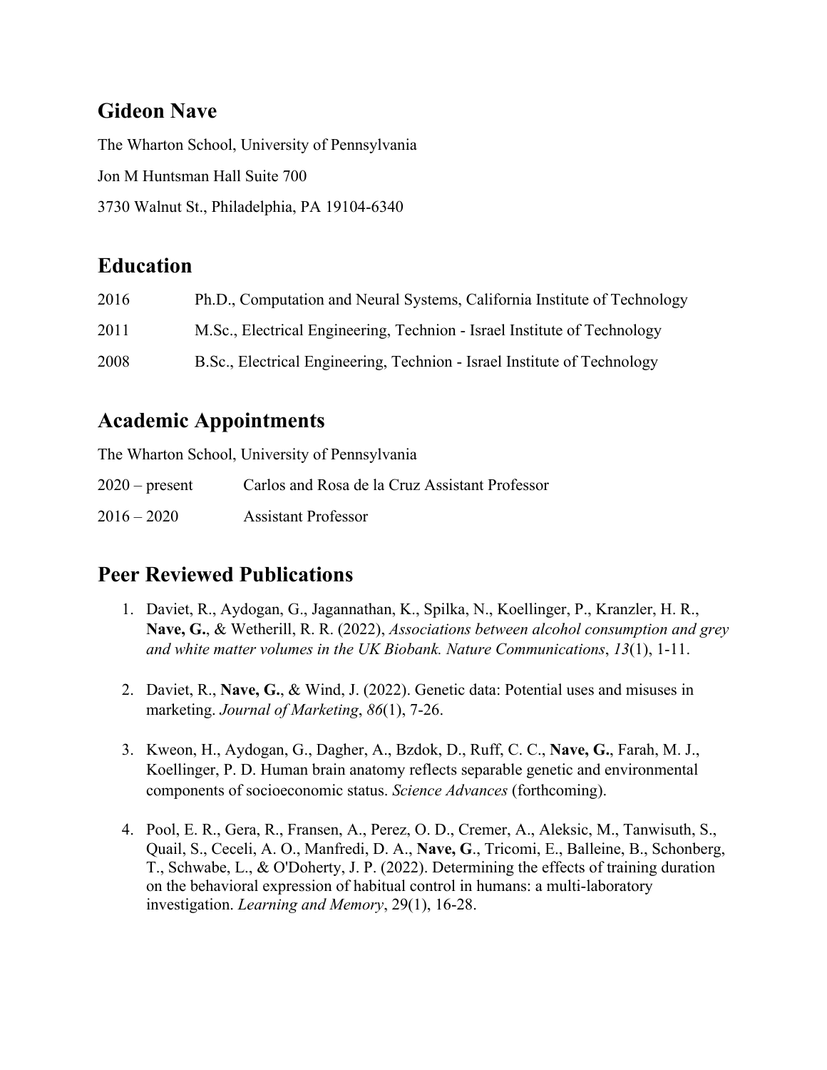# Gideon Nave

The Wharton School, University of Pennsylvania

Jon M Huntsman Hall Suite 700

3730 Walnut St., Philadelphia, PA 19104-6340

## Education

| | |
|---|---|
| 2016 | Ph.D., Computation and Neural Systems, California Institute of Technology |
| 2011 | M.Sc., Electrical Engineering, Technion - Israel Institute of Technology |
| 2008 | B.Sc., Electrical Engineering, Technion - Israel Institute of Technology |

## Academic Appointments

The Wharton School, University of Pennsylvania

| | |
|---|---|
| 2020 – present | Carlos and Rosa de la Cruz Assistant Professor |
| 2016 – 2020 | Assistant Professor |

## Peer Reviewed Publications

1. Daviet, R., Aydogan, G., Jagannathan, K., Spilka, N., Koellinger, P., Kranzler, H. R., **Nave, G.**, & Wetherill, R. R. (2022), *Associations between alcohol consumption and grey and white matter volumes in the UK Biobank. Nature Communications*, *13*(1), 1-11.

2. Daviet, R., **Nave, G.**, & Wind, J. (2022). Genetic data: Potential uses and misuses in marketing. *Journal of Marketing*, *86*(1), 7-26.

3. Kweon, H., Aydogan, G., Dagher, A., Bzdok, D., Ruff, C. C., **Nave, G.**, Farah, M. J., Koellinger, P. D. Human brain anatomy reflects separable genetic and environmental components of socioeconomic status. *Science Advances* (forthcoming).

4. Pool, E. R., Gera, R., Fransen, A., Perez, O. D., Cremer, A., Aleksic, M., Tanwisuth, S., Quail, S., Ceceli, A. O., Manfredi, D. A., **Nave, G**., Tricomi, E., Balleine, B., Schonberg, T., Schwabe, L., & O'Doherty, J. P. (2022). Determining the effects of training duration on the behavioral expression of habitual control in humans: a multi-laboratory investigation. *Learning and Memory*, 29(1), 16-28.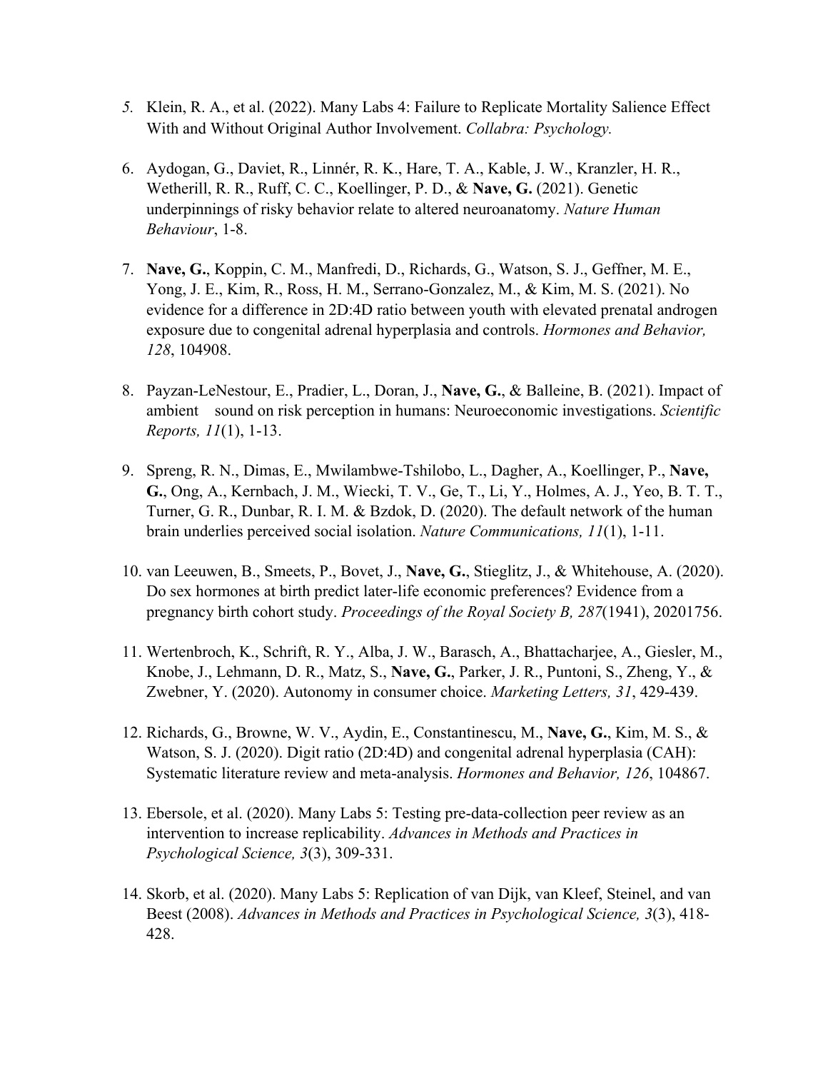5. Klein, R. A., et al. (2022). Many Labs 4: Failure to Replicate Mortality Salience Effect With and Without Original Author Involvement. *Collabra: Psychology.*

6. Aydogan, G., Daviet, R., Linnér, R. K., Hare, T. A., Kable, J. W., Kranzler, H. R., Wetherill, R. R., Ruff, C. C., Koellinger, P. D., & **Nave, G.** (2021). Genetic underpinnings of risky behavior relate to altered neuroanatomy. *Nature Human Behaviour*, 1-8.

7. **Nave, G.**, Koppin, C. M., Manfredi, D., Richards, G., Watson, S. J., Geffner, M. E., Yong, J. E., Kim, R., Ross, H. M., Serrano-Gonzalez, M., & Kim, M. S. (2021). No evidence for a difference in 2D:4D ratio between youth with elevated prenatal androgen exposure due to congenital adrenal hyperplasia and controls. *Hormones and Behavior, 128*, 104908.

8. Payzan-LeNestour, E., Pradier, L., Doran, J., **Nave, G.**, & Balleine, B. (2021). Impact of ambient sound on risk perception in humans: Neuroeconomic investigations. *Scientific Reports, 11*(1), 1-13.

9. Spreng, R. N., Dimas, E., Mwilambwe-Tshilobo, L., Dagher, A., Koellinger, P., **Nave, G.**, Ong, A., Kernbach, J. M., Wiecki, T. V., Ge, T., Li, Y., Holmes, A. J., Yeo, B. T. T., Turner, G. R., Dunbar, R. I. M. & Bzdok, D. (2020). The default network of the human brain underlies perceived social isolation. *Nature Communications, 11*(1), 1-11.

10. van Leeuwen, B., Smeets, P., Bovet, J., **Nave, G.**, Stieglitz, J., & Whitehouse, A. (2020). Do sex hormones at birth predict later-life economic preferences? Evidence from a pregnancy birth cohort study. *Proceedings of the Royal Society B, 287*(1941), 20201756.

11. Wertenbroch, K., Schrift, R. Y., Alba, J. W., Barasch, A., Bhattacharjee, A., Giesler, M., Knobe, J., Lehmann, D. R., Matz, S., **Nave, G.**, Parker, J. R., Puntoni, S., Zheng, Y., & Zwebner, Y. (2020). Autonomy in consumer choice. *Marketing Letters, 31*, 429-439.

12. Richards, G., Browne, W. V., Aydin, E., Constantinescu, M., **Nave, G.**, Kim, M. S., & Watson, S. J. (2020). Digit ratio (2D:4D) and congenital adrenal hyperplasia (CAH): Systematic literature review and meta-analysis. *Hormones and Behavior, 126*, 104867.

13. Ebersole, et al. (2020). Many Labs 5: Testing pre-data-collection peer review as an intervention to increase replicability. *Advances in Methods and Practices in Psychological Science, 3*(3), 309-331.

14. Skorb, et al. (2020). Many Labs 5: Replication of van Dijk, van Kleef, Steinel, and van Beest (2008). *Advances in Methods and Practices in Psychological Science, 3*(3), 418-428.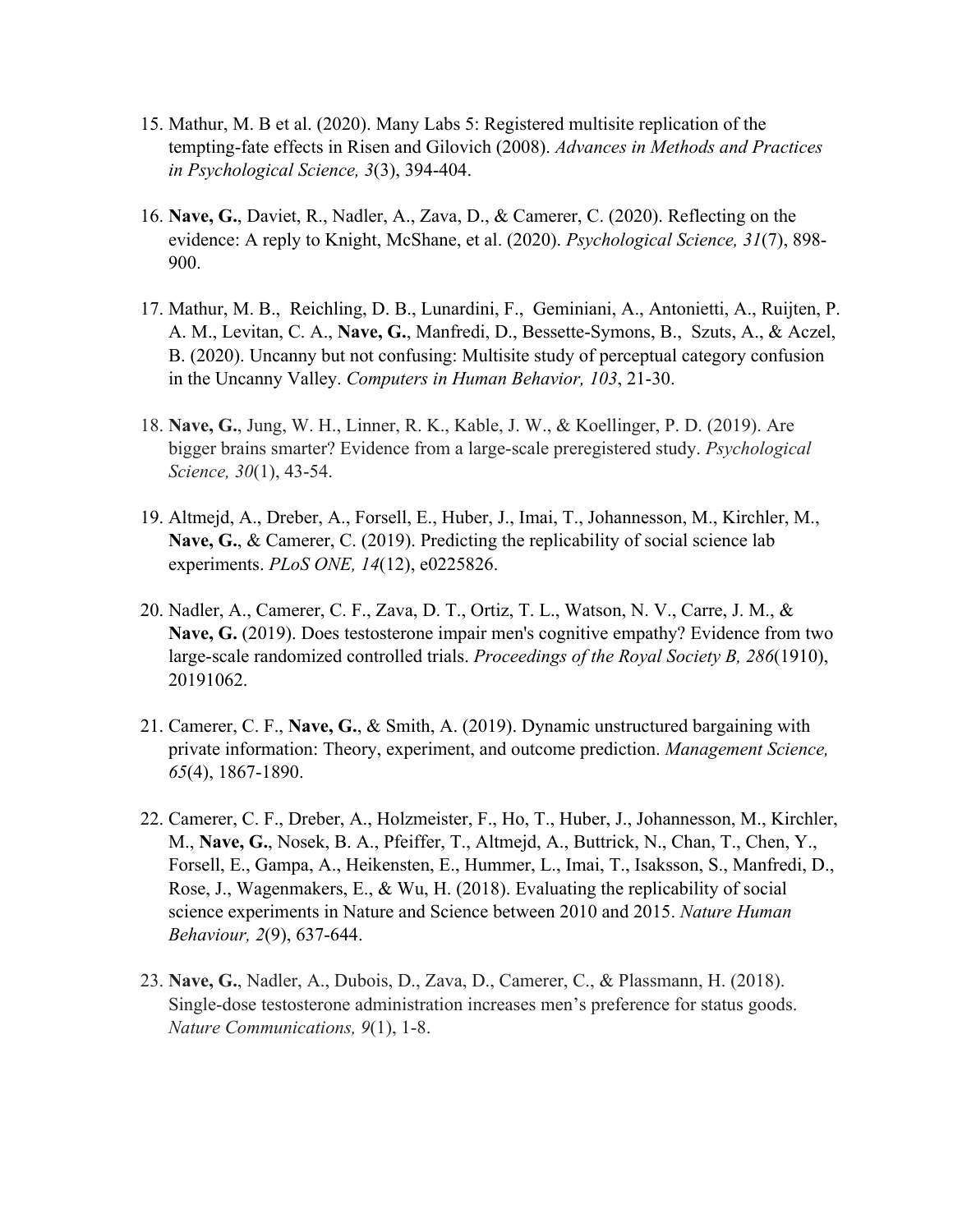15. Mathur, M. B et al. (2020). Many Labs 5: Registered multisite replication of the tempting-fate effects in Risen and Gilovich (2008). *Advances in Methods and Practices in Psychological Science, 3*(3), 394-404.

16. **Nave, G.**, Daviet, R., Nadler, A., Zava, D., & Camerer, C. (2020). Reflecting on the evidence: A reply to Knight, McShane, et al. (2020). *Psychological Science, 31*(7), 898-900.

17. Mathur, M. B., Reichling, D. B., Lunardini, F., Geminiani, A., Antonietti, A., Ruijten, P. A. M., Levitan, C. A., **Nave, G.**, Manfredi, D., Bessette-Symons, B., Szuts, A., & Aczel, B. (2020). Uncanny but not confusing: Multisite study of perceptual category confusion in the Uncanny Valley. *Computers in Human Behavior, 103*, 21-30.

18. **Nave, G.**, Jung, W. H., Linner, R. K., Kable, J. W., & Koellinger, P. D. (2019). Are bigger brains smarter? Evidence from a large-scale preregistered study. *Psychological Science, 30*(1), 43-54.

19. Altmejd, A., Dreber, A., Forsell, E., Huber, J., Imai, T., Johannesson, M., Kirchler, M., **Nave, G.**, & Camerer, C. (2019). Predicting the replicability of social science lab experiments. *PLoS ONE, 14*(12), e0225826.

20. Nadler, A., Camerer, C. F., Zava, D. T., Ortiz, T. L., Watson, N. V., Carre, J. M., & **Nave, G.** (2019). Does testosterone impair men's cognitive empathy? Evidence from two large-scale randomized controlled trials. *Proceedings of the Royal Society B, 286*(1910), 20191062.

21. Camerer, C. F., **Nave, G.**, & Smith, A. (2019). Dynamic unstructured bargaining with private information: Theory, experiment, and outcome prediction. *Management Science, 65*(4), 1867-1890.

22. Camerer, C. F., Dreber, A., Holzmeister, F., Ho, T., Huber, J., Johannesson, M., Kirchler, M., **Nave, G.**, Nosek, B. A., Pfeiffer, T., Altmejd, A., Buttrick, N., Chan, T., Chen, Y., Forsell, E., Gampa, A., Heikensten, E., Hummer, L., Imai, T., Isaksson, S., Manfredi, D., Rose, J., Wagenmakers, E., & Wu, H. (2018). Evaluating the replicability of social science experiments in Nature and Science between 2010 and 2015. *Nature Human Behaviour, 2*(9), 637-644.

23. **Nave, G.**, Nadler, A., Dubois, D., Zava, D., Camerer, C., & Plassmann, H. (2018). Single-dose testosterone administration increases men's preference for status goods. *Nature Communications, 9*(1), 1-8.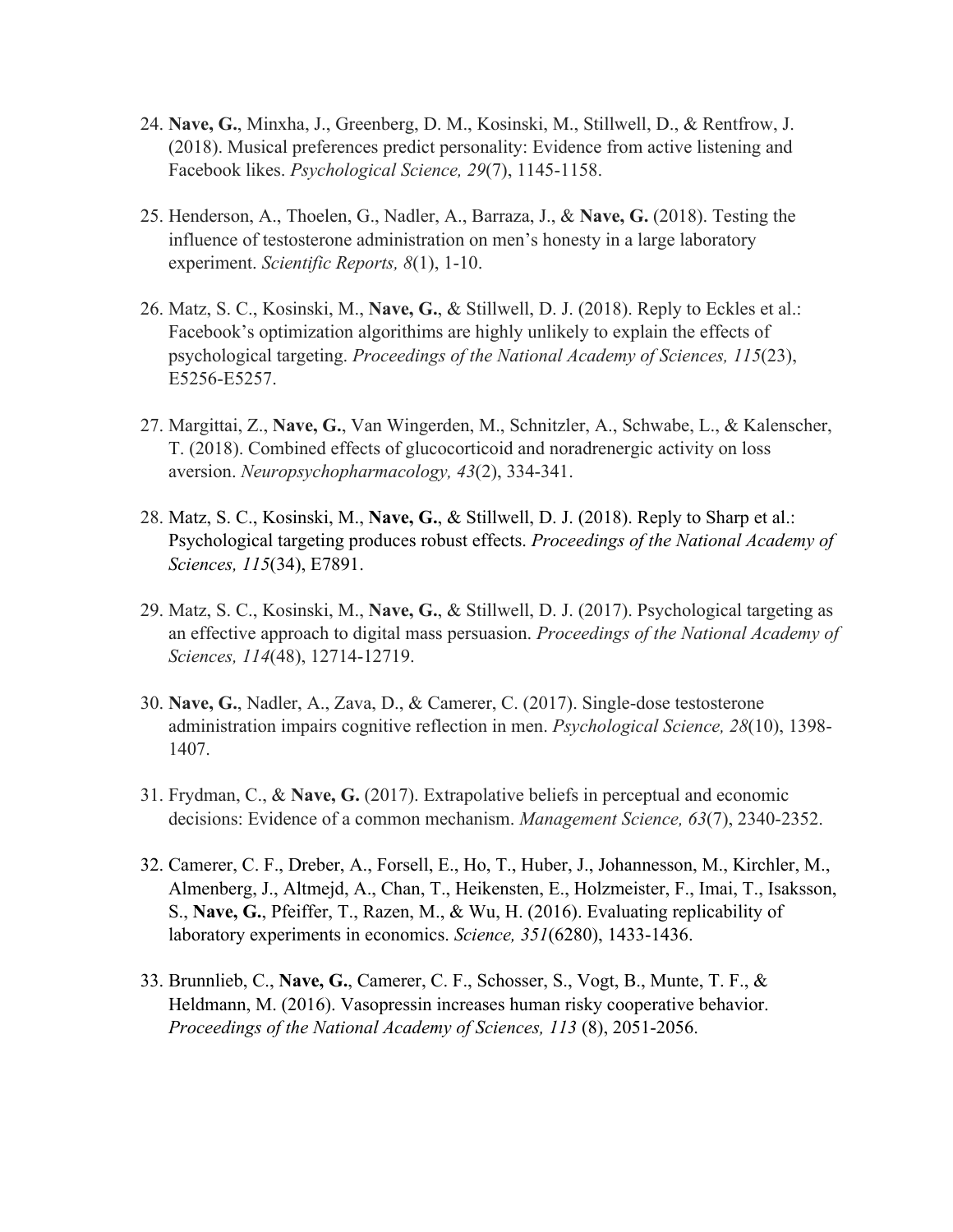24. **Nave, G.**, Minxha, J., Greenberg, D. M., Kosinski, M., Stillwell, D., & Rentfrow, J. (2018). Musical preferences predict personality: Evidence from active listening and Facebook likes. *Psychological Science, 29*(7), 1145-1158.

25. Henderson, A., Thoelen, G., Nadler, A., Barraza, J., & **Nave, G.** (2018). Testing the influence of testosterone administration on men's honesty in a large laboratory experiment. *Scientific Reports, 8*(1), 1-10.

26. Matz, S. C., Kosinski, M., **Nave, G.**, & Stillwell, D. J. (2018). Reply to Eckles et al.: Facebook's optimization algorithims are highly unlikely to explain the effects of psychological targeting. *Proceedings of the National Academy of Sciences, 115*(23), E5256-E5257.

27. Margittai, Z., **Nave, G.**, Van Wingerden, M., Schnitzler, A., Schwabe, L., & Kalenscher, T. (2018). Combined effects of glucocorticoid and noradrenergic activity on loss aversion. *Neuropsychopharmacology, 43*(2), 334-341.

28. Matz, S. C., Kosinski, M., **Nave, G.**, & Stillwell, D. J. (2018). Reply to Sharp et al.: Psychological targeting produces robust effects. *Proceedings of the National Academy of Sciences, 115*(34), E7891.

29. Matz, S. C., Kosinski, M., **Nave, G.**, & Stillwell, D. J. (2017). Psychological targeting as an effective approach to digital mass persuasion. *Proceedings of the National Academy of Sciences, 114*(48), 12714-12719.

30. **Nave, G.**, Nadler, A., Zava, D., & Camerer, C. (2017). Single-dose testosterone administration impairs cognitive reflection in men. *Psychological Science, 28*(10), 1398-1407.

31. Frydman, C., & **Nave, G.** (2017). Extrapolative beliefs in perceptual and economic decisions: Evidence of a common mechanism. *Management Science, 63*(7), 2340-2352.

32. Camerer, C. F., Dreber, A., Forsell, E., Ho, T., Huber, J., Johannesson, M., Kirchler, M., Almenberg, J., Altmejd, A., Chan, T., Heikensten, E., Holzmeister, F., Imai, T., Isaksson, S., **Nave, G.**, Pfeiffer, T., Razen, M., & Wu, H. (2016). Evaluating replicability of laboratory experiments in economics. *Science, 351*(6280), 1433-1436.

33. Brunnlieb, C., **Nave, G.**, Camerer, C. F., Schosser, S., Vogt, B., Munte, T. F., & Heldmann, M. (2016). Vasopressin increases human risky cooperative behavior. *Proceedings of the National Academy of Sciences, 113* (8), 2051-2056.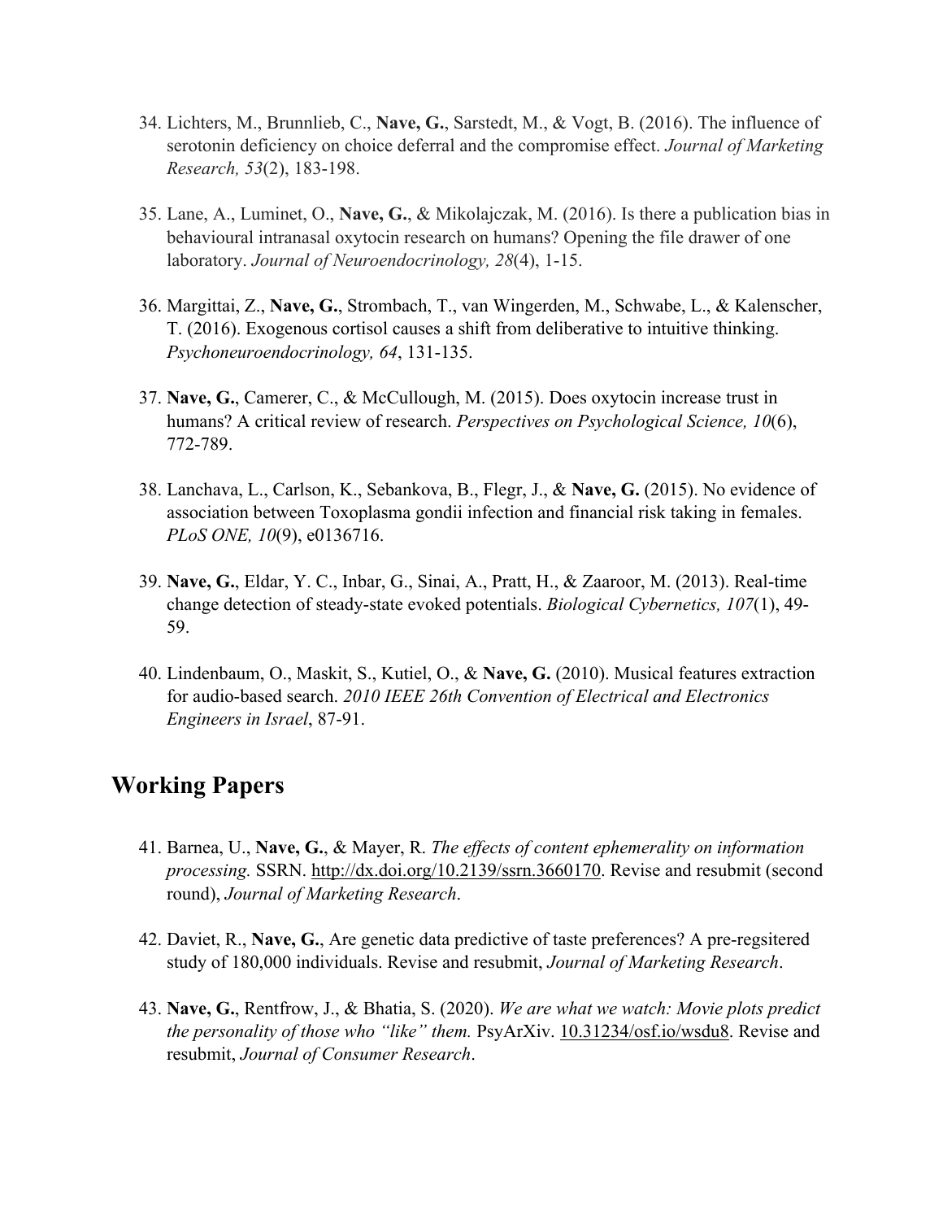34. Lichters, M., Brunnlieb, C., **Nave, G.**, Sarstedt, M., & Vogt, B. (2016). The influence of serotonin deficiency on choice deferral and the compromise effect. *Journal of Marketing Research, 53*(2), 183-198.

35. Lane, A., Luminet, O., **Nave, G.**, & Mikolajczak, M. (2016). Is there a publication bias in behavioural intranasal oxytocin research on humans? Opening the file drawer of one laboratory. *Journal of Neuroendocrinology, 28*(4), 1-15.

36. Margittai, Z., **Nave, G.**, Strombach, T., van Wingerden, M., Schwabe, L., & Kalenscher, T. (2016). Exogenous cortisol causes a shift from deliberative to intuitive thinking. *Psychoneuroendocrinology, 64*, 131-135.

37. **Nave, G.**, Camerer, C., & McCullough, M. (2015). Does oxytocin increase trust in humans? A critical review of research. *Perspectives on Psychological Science, 10*(6), 772-789.

38. Lanchava, L., Carlson, K., Sebankova, B., Flegr, J., & **Nave, G.** (2015). No evidence of association between Toxoplasma gondii infection and financial risk taking in females. *PLoS ONE, 10*(9), e0136716.

39. **Nave, G.**, Eldar, Y. C., Inbar, G., Sinai, A., Pratt, H., & Zaaroor, M. (2013). Real-time change detection of steady-state evoked potentials. *Biological Cybernetics, 107*(1), 49-59.

40. Lindenbaum, O., Maskit, S., Kutiel, O., & **Nave, G.** (2010). Musical features extraction for audio-based search. *2010 IEEE 26th Convention of Electrical and Electronics Engineers in Israel*, 87-91.

## Working Papers

41. Barnea, U., **Nave, G.**, & Mayer, R. *The effects of content ephemerality on information processing.* SSRN. http://dx.doi.org/10.2139/ssrn.3660170. Revise and resubmit (second round), *Journal of Marketing Research*.

42. Daviet, R., **Nave, G.**, Are genetic data predictive of taste preferences? A pre-regsitered study of 180,000 individuals. Revise and resubmit, *Journal of Marketing Research*.

43. **Nave, G.**, Rentfrow, J., & Bhatia, S. (2020). *We are what we watch: Movie plots predict the personality of those who "like" them.* PsyArXiv. 10.31234/osf.io/wsdu8. Revise and resubmit, *Journal of Consumer Research*.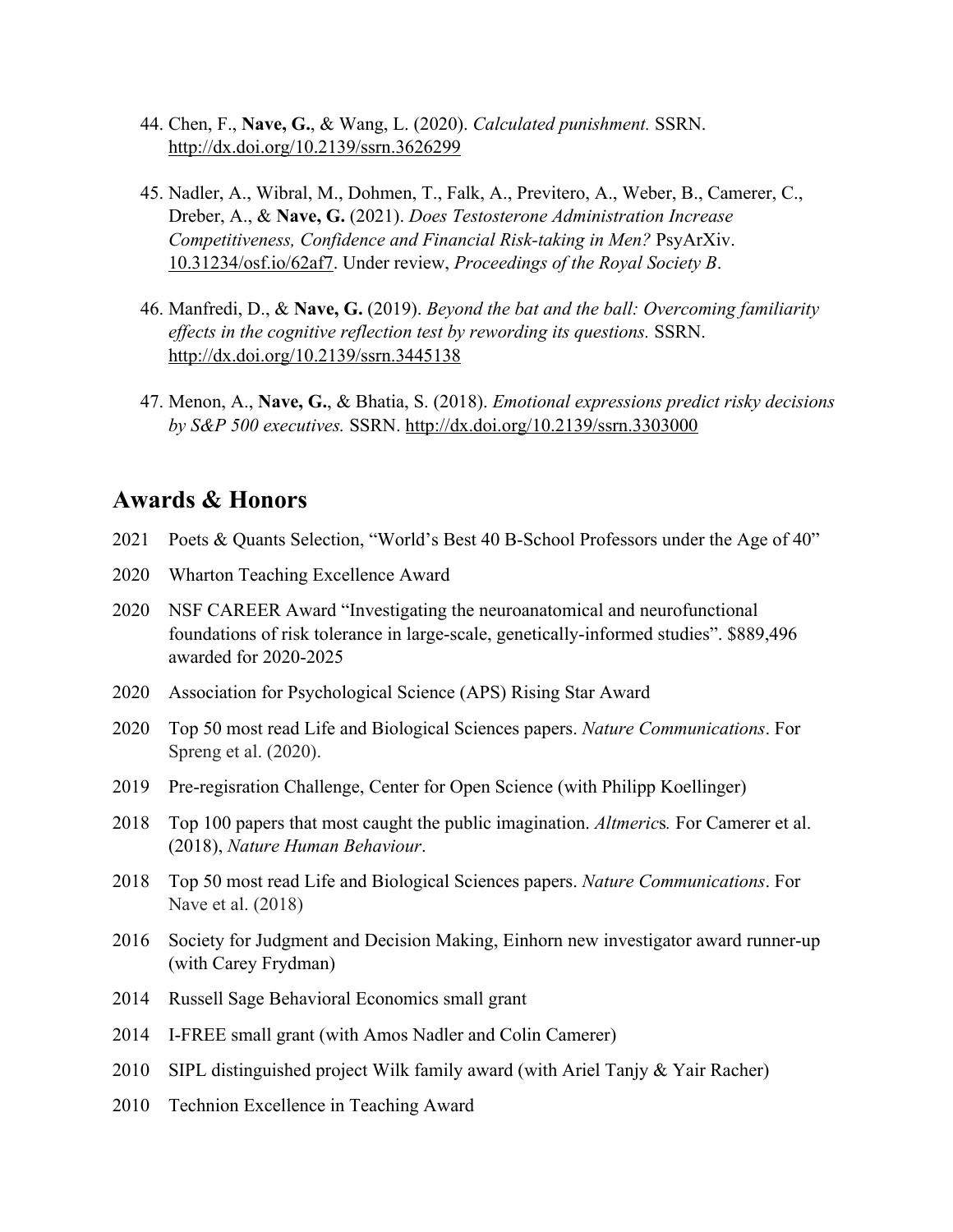44. Chen, F., **Nave, G.**, & Wang, L. (2020). *Calculated punishment.* SSRN. http://dx.doi.org/10.2139/ssrn.3626299

45. Nadler, A., Wibral, M., Dohmen, T., Falk, A., Previtero, A., Weber, B., Camerer, C., Dreber, A., & **Nave, G.** (2021). *Does Testosterone Administration Increase Competitiveness, Confidence and Financial Risk-taking in Men?* PsyArXiv. 10.31234/osf.io/62af7. Under review, *Proceedings of the Royal Society B*.

46. Manfredi, D., & **Nave, G.** (2019). *Beyond the bat and the ball: Overcoming familiarity effects in the cognitive reflection test by rewording its questions.* SSRN. http://dx.doi.org/10.2139/ssrn.3445138

47. Menon, A., **Nave, G.**, & Bhatia, S. (2018). *Emotional expressions predict risky decisions by S&P 500 executives.* SSRN. http://dx.doi.org/10.2139/ssrn.3303000

## Awards & Honors

2021 Poets & Quants Selection, "World's Best 40 B-School Professors under the Age of 40"

2020 Wharton Teaching Excellence Award

2020 NSF CAREER Award "Investigating the neuroanatomical and neurofunctional foundations of risk tolerance in large-scale, genetically-informed studies". $889,496 awarded for 2020-2025

2020 Association for Psychological Science (APS) Rising Star Award

2020 Top 50 most read Life and Biological Sciences papers. *Nature Communications*. For Spreng et al. (2020).

2019 Pre-regisration Challenge, Center for Open Science (with Philipp Koellinger)

2018 Top 100 papers that most caught the public imagination. *Altmetric*s*.* For Camerer et al. (2018), *Nature Human Behaviour*.

2018 Top 50 most read Life and Biological Sciences papers. *Nature Communications*. For Nave et al. (2018)

2016 Society for Judgment and Decision Making, Einhorn new investigator award runner-up (with Carey Frydman)

2014 Russell Sage Behavioral Economics small grant

2014 I-FREE small grant (with Amos Nadler and Colin Camerer)

2010 SIPL distinguished project Wilk family award (with Ariel Tanjy & Yair Racher)

2010 Technion Excellence in Teaching Award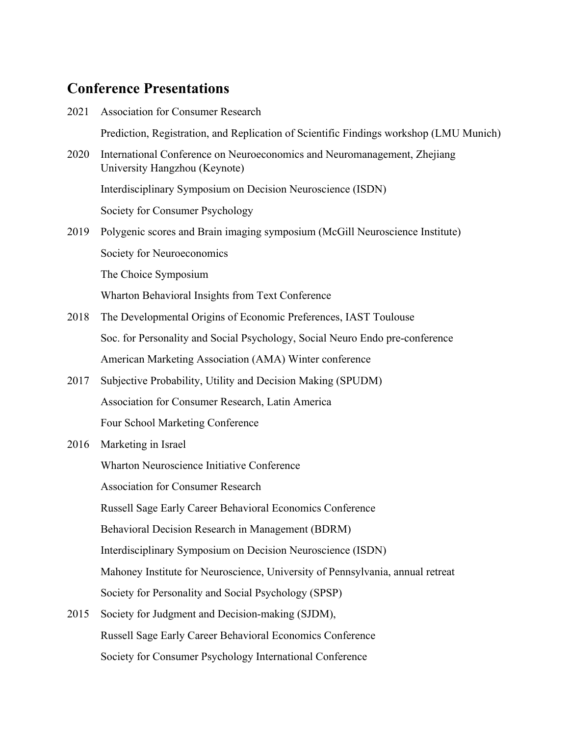## Conference Presentations

2021 Association for Consumer Research

Prediction, Registration, and Replication of Scientific Findings workshop (LMU Munich)

2020 International Conference on Neuroeconomics and Neuromanagement, Zhejiang University Hangzhou (Keynote)

Interdisciplinary Symposium on Decision Neuroscience (ISDN)

Society for Consumer Psychology

2019 Polygenic scores and Brain imaging symposium (McGill Neuroscience Institute)

Society for Neuroeconomics

The Choice Symposium

Wharton Behavioral Insights from Text Conference

2018 The Developmental Origins of Economic Preferences, IAST Toulouse

Soc. for Personality and Social Psychology, Social Neuro Endo pre-conference

American Marketing Association (AMA) Winter conference

2017 Subjective Probability, Utility and Decision Making (SPUDM)

Association for Consumer Research, Latin America

Four School Marketing Conference

2016 Marketing in Israel

Wharton Neuroscience Initiative Conference

Association for Consumer Research

Russell Sage Early Career Behavioral Economics Conference

Behavioral Decision Research in Management (BDRM)

Interdisciplinary Symposium on Decision Neuroscience (ISDN)

Mahoney Institute for Neuroscience, University of Pennsylvania, annual retreat

Society for Personality and Social Psychology (SPSP)

2015 Society for Judgment and Decision-making (SJDM),

Russell Sage Early Career Behavioral Economics Conference

Society for Consumer Psychology International Conference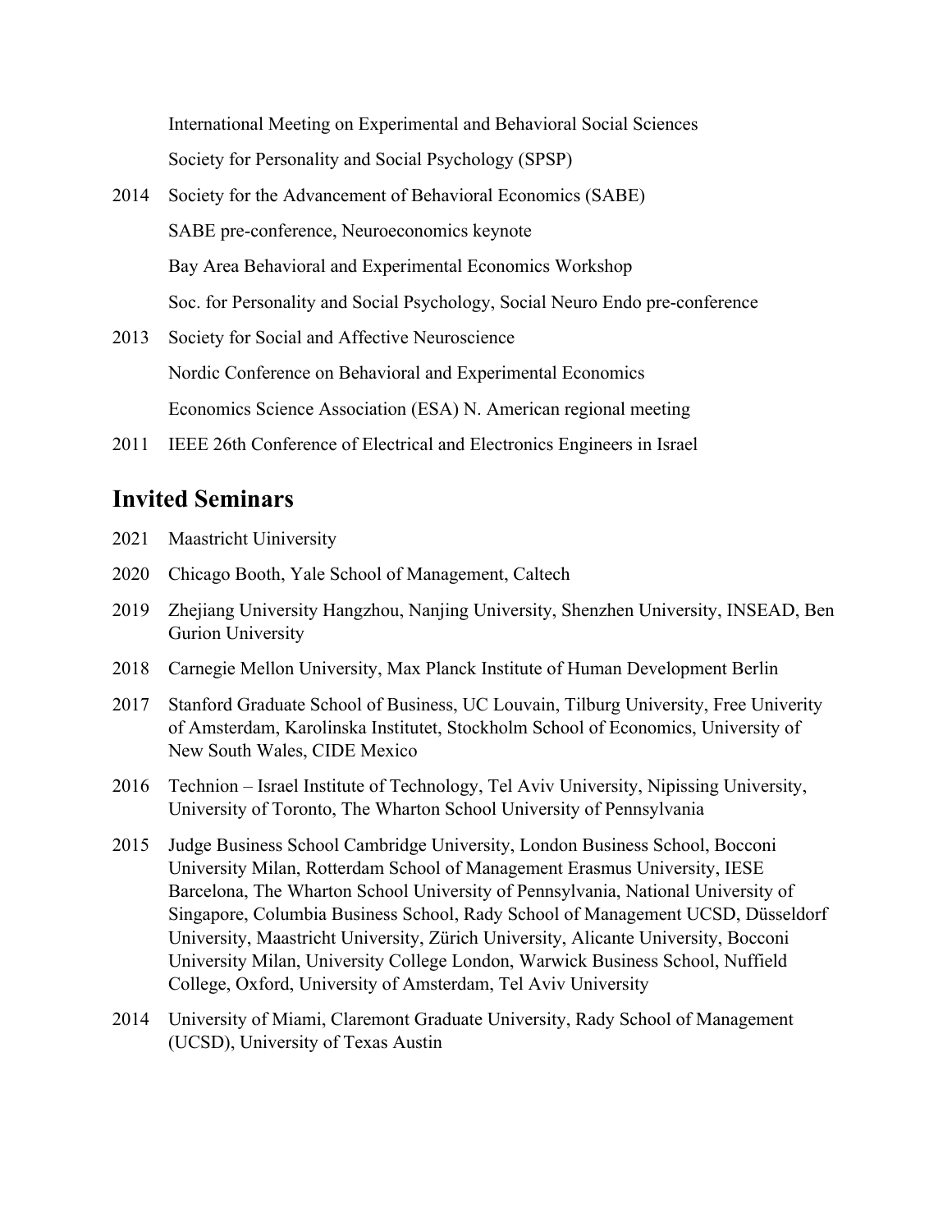International Meeting on Experimental and Behavioral Social Sciences
Society for Personality and Social Psychology (SPSP)

2014 Society for the Advancement of Behavioral Economics (SABE)
SABE pre-conference, Neuroeconomics keynote
Bay Area Behavioral and Experimental Economics Workshop
Soc. for Personality and Social Psychology, Social Neuro Endo pre-conference

2013 Society for Social and Affective Neuroscience
Nordic Conference on Behavioral and Experimental Economics
Economics Science Association (ESA) N. American regional meeting

2011 IEEE 26th Conference of Electrical and Electronics Engineers in Israel

## Invited Seminars

2021 Maastricht Uiniversity

2020 Chicago Booth, Yale School of Management, Caltech

2019 Zhejiang University Hangzhou, Nanjing University, Shenzhen University, INSEAD, Ben Gurion University

2018 Carnegie Mellon University, Max Planck Institute of Human Development Berlin

2017 Stanford Graduate School of Business, UC Louvain, Tilburg University, Free Univerity of Amsterdam, Karolinska Institutet, Stockholm School of Economics, University of New South Wales, CIDE Mexico

2016 Technion – Israel Institute of Technology, Tel Aviv University, Nipissing University, University of Toronto, The Wharton School University of Pennsylvania

2015 Judge Business School Cambridge University, London Business School, Bocconi University Milan, Rotterdam School of Management Erasmus University, IESE Barcelona, The Wharton School University of Pennsylvania, National University of Singapore, Columbia Business School, Rady School of Management UCSD, Düsseldorf University, Maastricht University, Zürich University, Alicante University, Bocconi University Milan, University College London, Warwick Business School, Nuffield College, Oxford, University of Amsterdam, Tel Aviv University

2014 University of Miami, Claremont Graduate University, Rady School of Management (UCSD), University of Texas Austin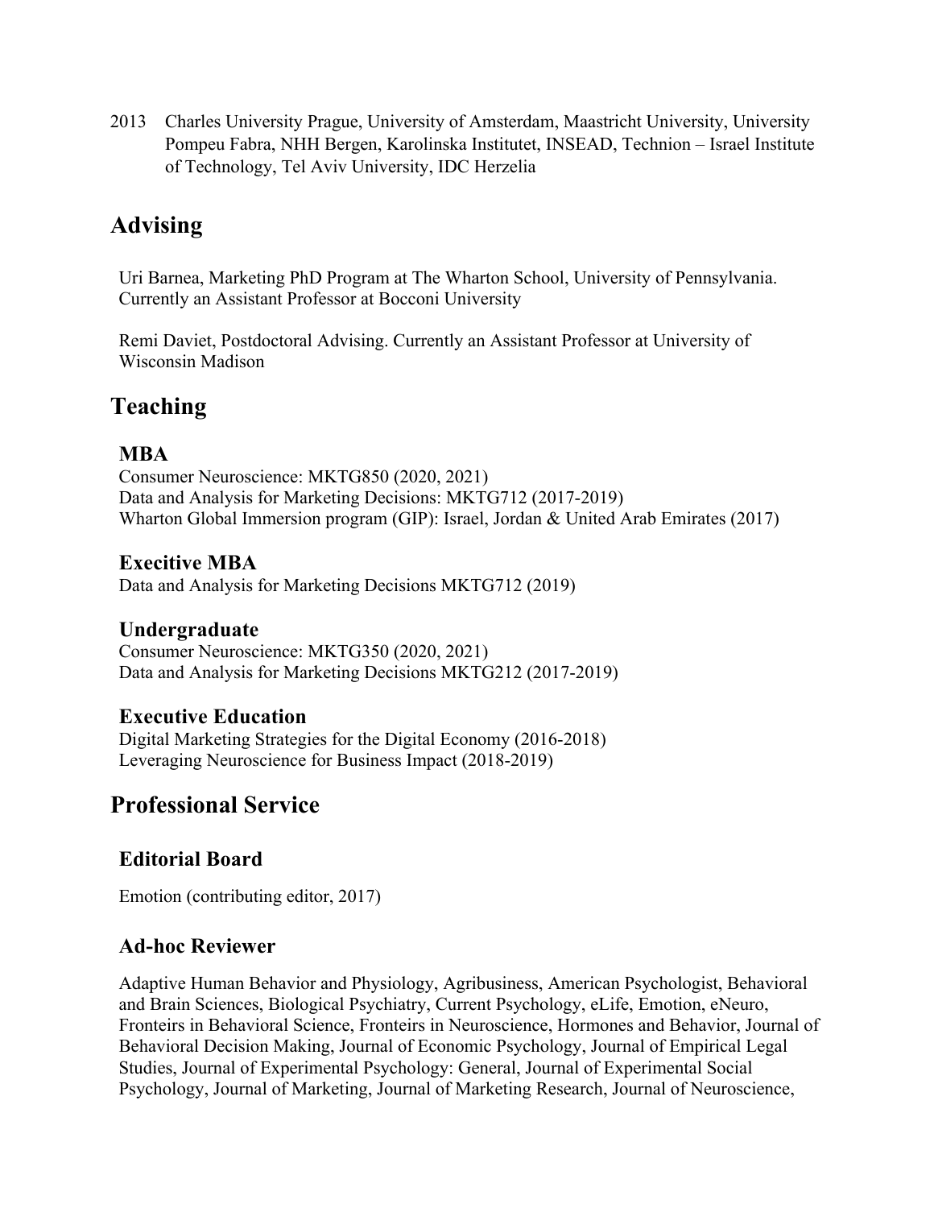2013 Charles University Prague, University of Amsterdam, Maastricht University, University Pompeu Fabra, NHH Bergen, Karolinska Institutet, INSEAD, Technion – Israel Institute of Technology, Tel Aviv University, IDC Herzelia

## Advising

Uri Barnea, Marketing PhD Program at The Wharton School, University of Pennsylvania. Currently an Assistant Professor at Bocconi University

Remi Daviet, Postdoctoral Advising. Currently an Assistant Professor at University of Wisconsin Madison

## Teaching

### MBA

Consumer Neuroscience: MKTG850 (2020, 2021)
Data and Analysis for Marketing Decisions: MKTG712 (2017-2019)
Wharton Global Immersion program (GIP): Israel, Jordan & United Arab Emirates (2017)

### Execitive MBA

Data and Analysis for Marketing Decisions MKTG712 (2019)

### Undergraduate

Consumer Neuroscience: MKTG350 (2020, 2021)
Data and Analysis for Marketing Decisions MKTG212 (2017-2019)

### Executive Education

Digital Marketing Strategies for the Digital Economy (2016-2018)
Leveraging Neuroscience for Business Impact (2018-2019)

## Professional Service

### Editorial Board

Emotion (contributing editor, 2017)

### Ad-hoc Reviewer

Adaptive Human Behavior and Physiology, Agribusiness, American Psychologist, Behavioral and Brain Sciences, Biological Psychiatry, Current Psychology, eLife, Emotion, eNeuro, Fronteirs in Behavioral Science, Fronteirs in Neuroscience, Hormones and Behavior, Journal of Behavioral Decision Making, Journal of Economic Psychology, Journal of Empirical Legal Studies, Journal of Experimental Psychology: General, Journal of Experimental Social Psychology, Journal of Marketing, Journal of Marketing Research, Journal of Neuroscience,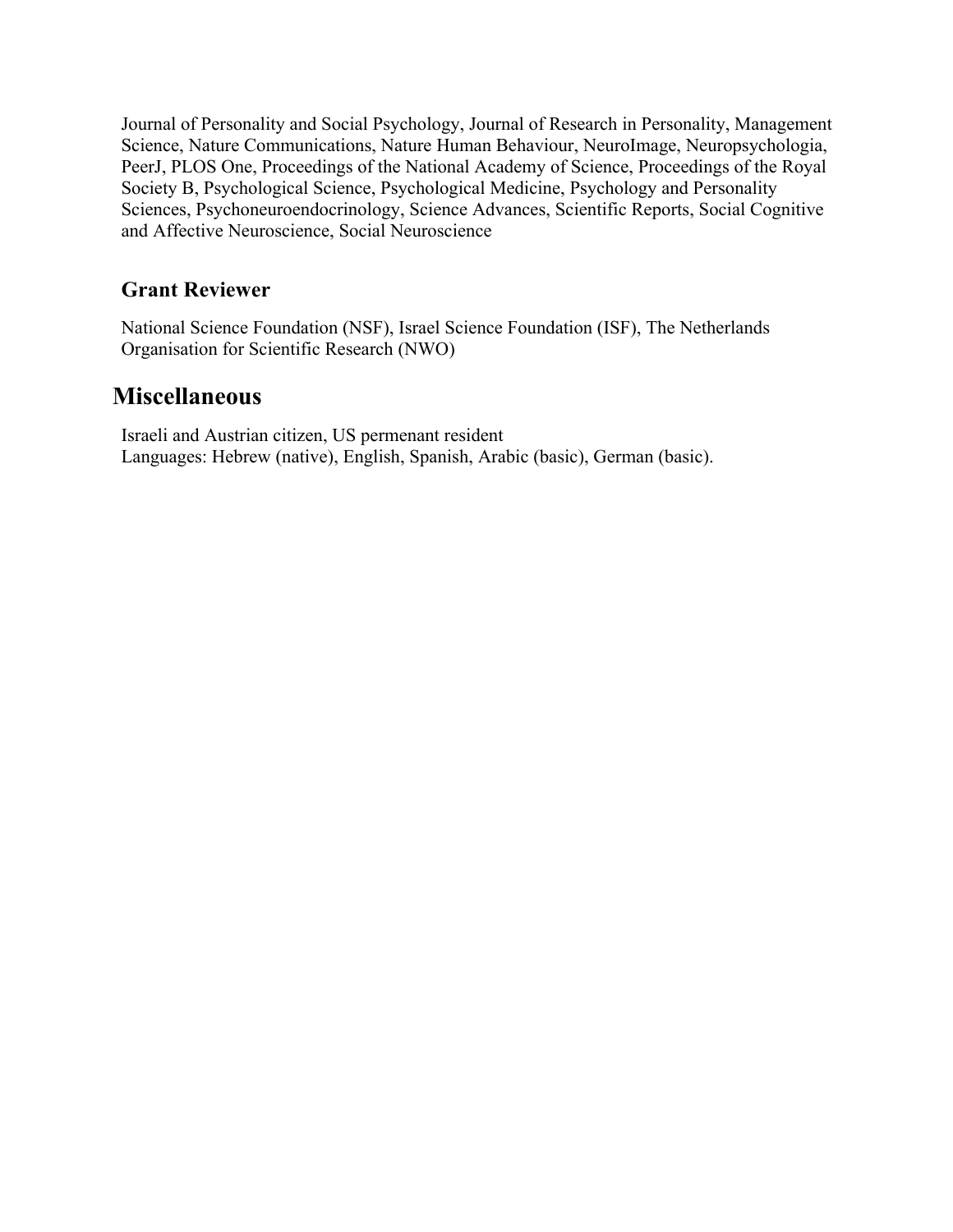Journal of Personality and Social Psychology, Journal of Research in Personality, Management Science, Nature Communications, Nature Human Behaviour, NeuroImage, Neuropsychologia, PeerJ, PLOS One, Proceedings of the National Academy of Science, Proceedings of the Royal Society B, Psychological Science, Psychological Medicine, Psychology and Personality Sciences, Psychoneuroendocrinology, Science Advances, Scientific Reports, Social Cognitive and Affective Neuroscience, Social Neuroscience

### Grant Reviewer

National Science Foundation (NSF), Israel Science Foundation (ISF), The Netherlands Organisation for Scientific Research (NWO)

## Miscellaneous

Israeli and Austrian citizen, US permenant resident
Languages: Hebrew (native), English, Spanish, Arabic (basic), German (basic).